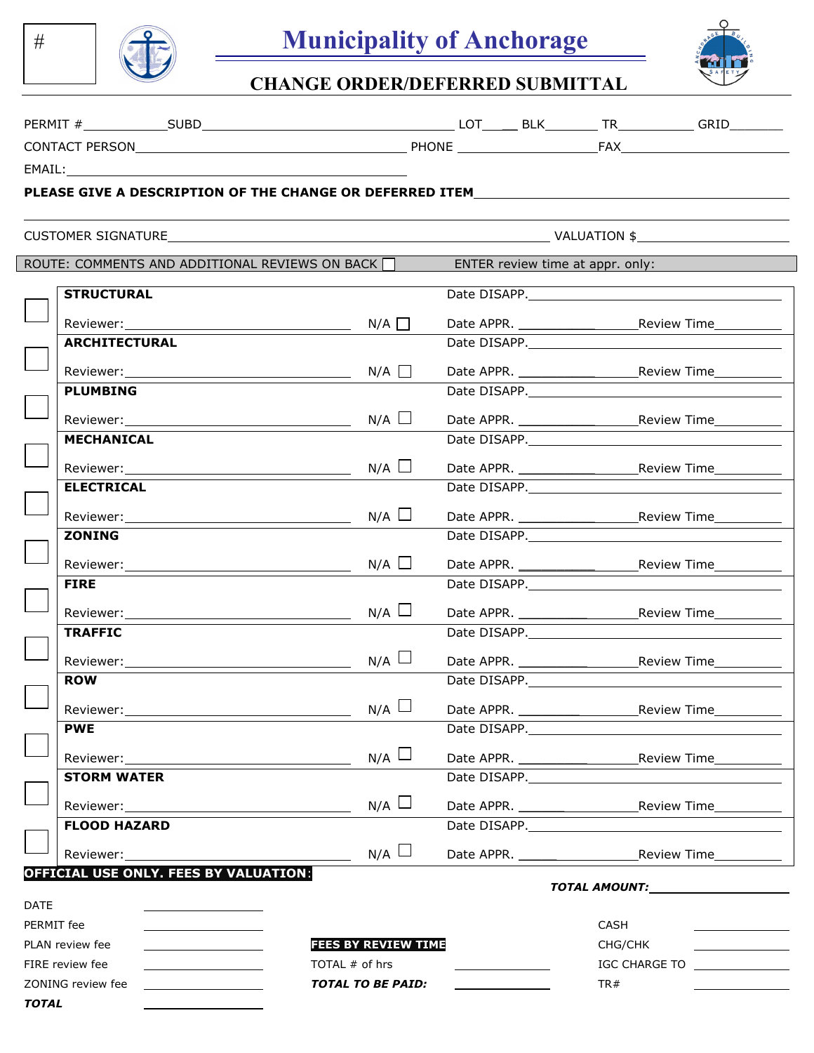#

# Municipality of Anchorage

## CHANGE ORDER/DEFERRED SUBMITTAL

PERMIT # ____________ SUBD ____________________________________ LOT _____ BLK ________ TR ___________ GRID ________

CONTACT PERSON ______________________________________ PHONE ____________________ FAX ________________________

EMAIL: ________________________________________________

**PLEASE GIVE A DESCRIPTION OF THE CHANGE OR DEFERRED ITEM** ________________________________________________

________________________________________________________________________________________________

CUSTOMER SIGNATURE ________________________________________________________ VALUATION $ __________________

ROUTE: COMMENTS AND ADDITIONAL REVIEWS ON BACK ☐    ENTER review time at appr. only:

| | Review | N/A | Dates / Time |
|---|---|---|---|
| ☐ | **STRUCTURAL**<br>Reviewer: ____________ | N/A ☐ | Date DISAPP. ____________<br>Date APPR. ____________ Review Time ________ |
| ☐ | **ARCHITECTURAL**<br>Reviewer: ____________ | N/A ☐ | Date DISAPP. ____________<br>Date APPR. ____________ Review Time ________ |
| ☐ | **PLUMBING**<br>Reviewer: ____________ | N/A ☐ | Date DISAPP. ____________<br>Date APPR. ____________ Review Time ________ |
| ☐ | **MECHANICAL**<br>Reviewer: ____________ | N/A ☐ | Date DISAPP. ____________<br>Date APPR. ____________ Review Time ________ |
| ☐ | **ELECTRICAL**<br>Reviewer: ____________ | N/A ☐ | Date DISAPP. ____________<br>Date APPR. ____________ Review Time ________ |
| ☐ | **ZONING**<br>Reviewer: ____________ | N/A ☐ | Date DISAPP. ____________<br>Date APPR. ____________ Review Time ________ |
| ☐ | **FIRE**<br>Reviewer: ____________ | N/A ☐ | Date DISAPP. ____________<br>Date APPR. ____________ Review Time ________ |
| ☐ | **TRAFFIC**<br>Reviewer: ____________ | N/A ☐ | Date DISAPP. ____________<br>Date APPR. ____________ Review Time ________ |
| ☐ | **ROW**<br>Reviewer: ____________ | N/A ☐ | Date DISAPP. ____________<br>Date APPR. ____________ Review Time ________ |
| ☐ | **PWE**<br>Reviewer: ____________ | N/A ☐ | Date DISAPP. ____________<br>Date APPR. ____________ Review Time ________ |
| ☐ | **STORM WATER**<br>Reviewer: ____________ | N/A ☐ | Date DISAPP. ____________<br>Date APPR. ____________ Review Time ________ |
| ☐ | **FLOOD HAZARD**<br>Reviewer: ____________ | N/A ☐ | Date DISAPP. ____________<br>Date APPR. ____________ Review Time ________ |

**OFFICIAL USE ONLY. FEES BY VALUATION:**

***TOTAL AMOUNT:*** ____________________

| Fees by Valuation | | Fees by Review Time | | Payment | |
|---|---|---|---|---|---|
| DATE | ________ | | | | |
| PERMIT fee | ________ | | | CASH | ________ |
| PLAN review fee | ________ | **FEES BY REVIEW TIME** | | CHG/CHK | ________ |
| FIRE review fee | ________ | TOTAL # of hrs | ________ | IGC CHARGE TO | ________ |
| ZONING review fee | ________ | ***TOTAL TO BE PAID:*** | ________ | TR# | ________ |
| ***TOTAL*** | ________ | | | | |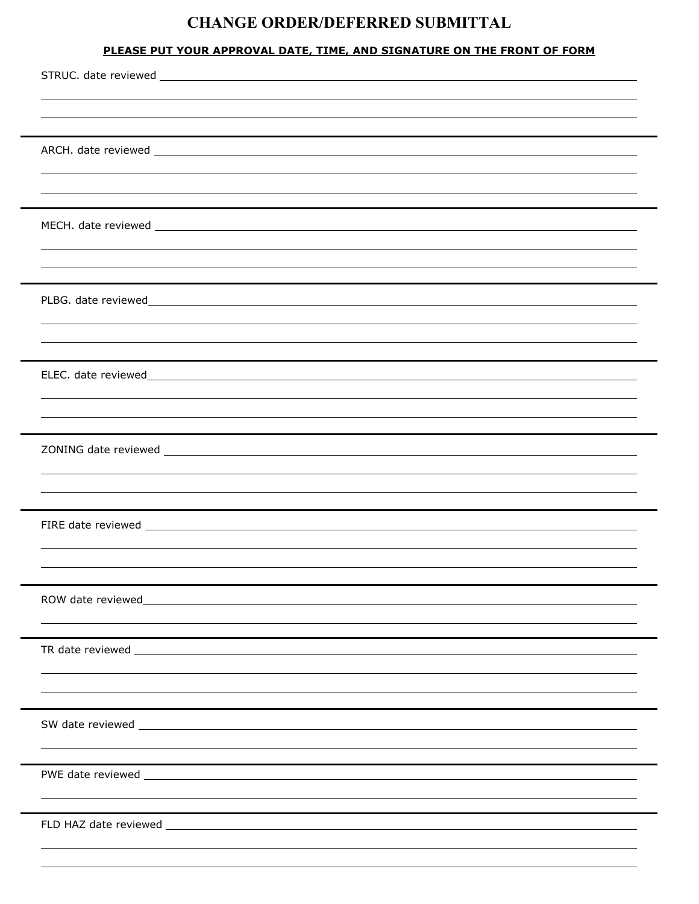# CHANGE ORDER/DEFERRED SUBMITTAL

**PLEASE PUT YOUR APPROVAL DATE, TIME, AND SIGNATURE ON THE FRONT OF FORM**

STRUC. date reviewed

---

ARCH. date reviewed

---

MECH. date reviewed

---

PLBG. date reviewed

---

ELEC. date reviewed

---

ZONING date reviewed

---

FIRE date reviewed

---

ROW date reviewed

---

TR date reviewed

---

SW date reviewed

---

PWE date reviewed

---

FLD HAZ date reviewed